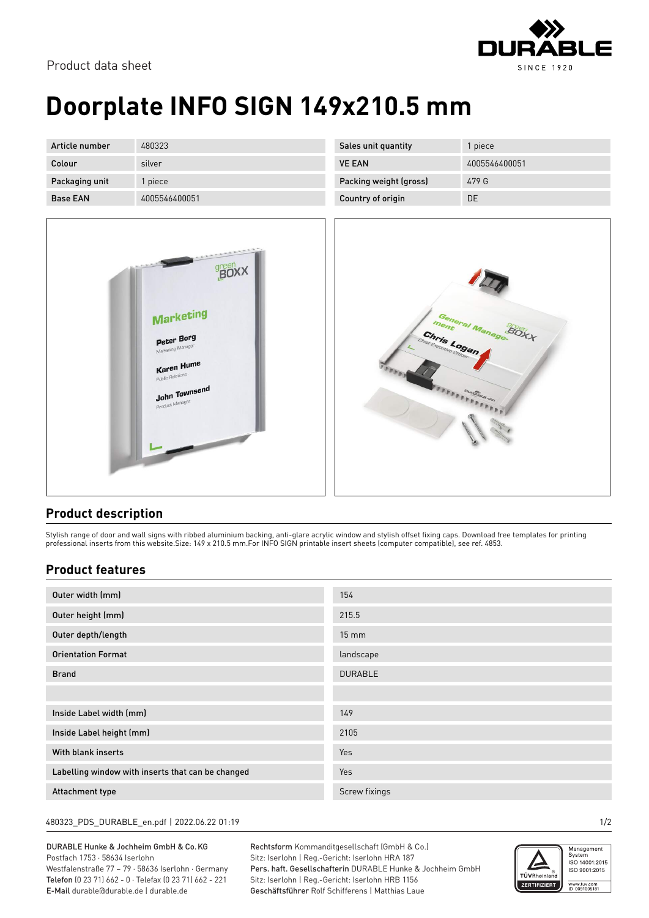Product data sheet

# Doorplate INFO SIGN 149x210.5 mm

| Article number | 480323 | Sales unit quantity | 1 piece |
|---|---|---|---|
| Colour | silver | VE EAN | 4005546400051 |
| Packaging unit | 1 piece | Packing weight (gross) | 479 G |
| Base EAN | 4005546400051 | Country of origin | DE |

## Product description

Stylish range of door and wall signs with ribbed aluminium backing, anti-glare acrylic window and stylish offset fixing caps. Download free templates for printing professional inserts from this website.Size: 149 x 210.5 mm.For INFO SIGN printable insert sheets (computer compatible), see ref. 4853.

## Product features

| | |
|---|---|
| Outer width (mm) | 154 |
| Outer height (mm) | 215.5 |
| Outer depth/length | 15 mm |
| Orientation Format | landscape |
| Brand | DURABLE |
| | |
| Inside Label width (mm) | 149 |
| Inside Label height (mm) | 2105 |
| With blank inserts | Yes |
| Labelling window with inserts that can be changed | Yes |
| Attachment type | Screw fixings |

480323_PDS_DURABLE_en.pdf | 2022.06.22 01:19

DURABLE Hunke & Jochheim GmbH & Co. KG
Postfach 1753 · 58634 Iserlohn
Westfalenstraße 77 – 79 · 58636 Iserlohn · Germany
Telefon (0 23 71) 662 - 0 · Telefax (0 23 71) 662 - 221
E-Mail durable@durable.de | durable.de

Rechtsform Kommanditgesellschaft (GmbH & Co.)
Sitz: Iserlohn | Reg.-Gericht: Iserlohn HRA 187
Pers. haft. Gesellschafterin DURABLE Hunke & Jochheim GmbH
Sitz: Iserlohn | Reg.-Gericht: Iserlohn HRB 1156
Geschäftsführer Rolf Schifferens | Matthias Laue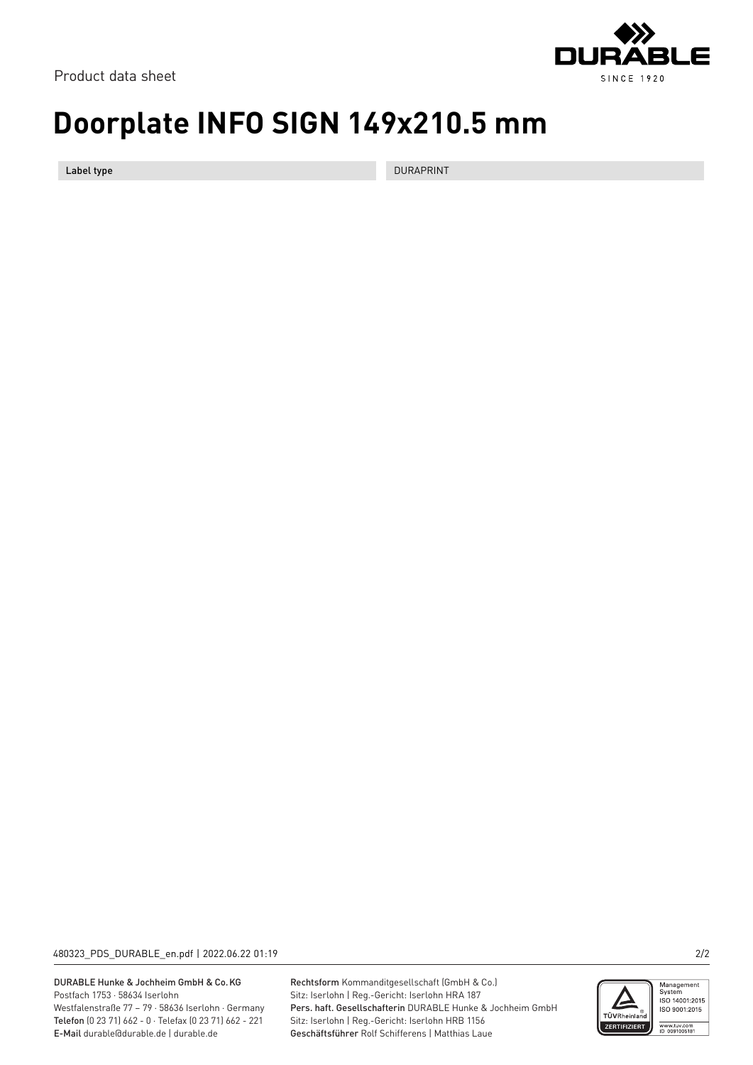# Doorplate INFO SIGN 149x210.5 mm

| | |
|---|---|
| Label type | DURAPRINT |